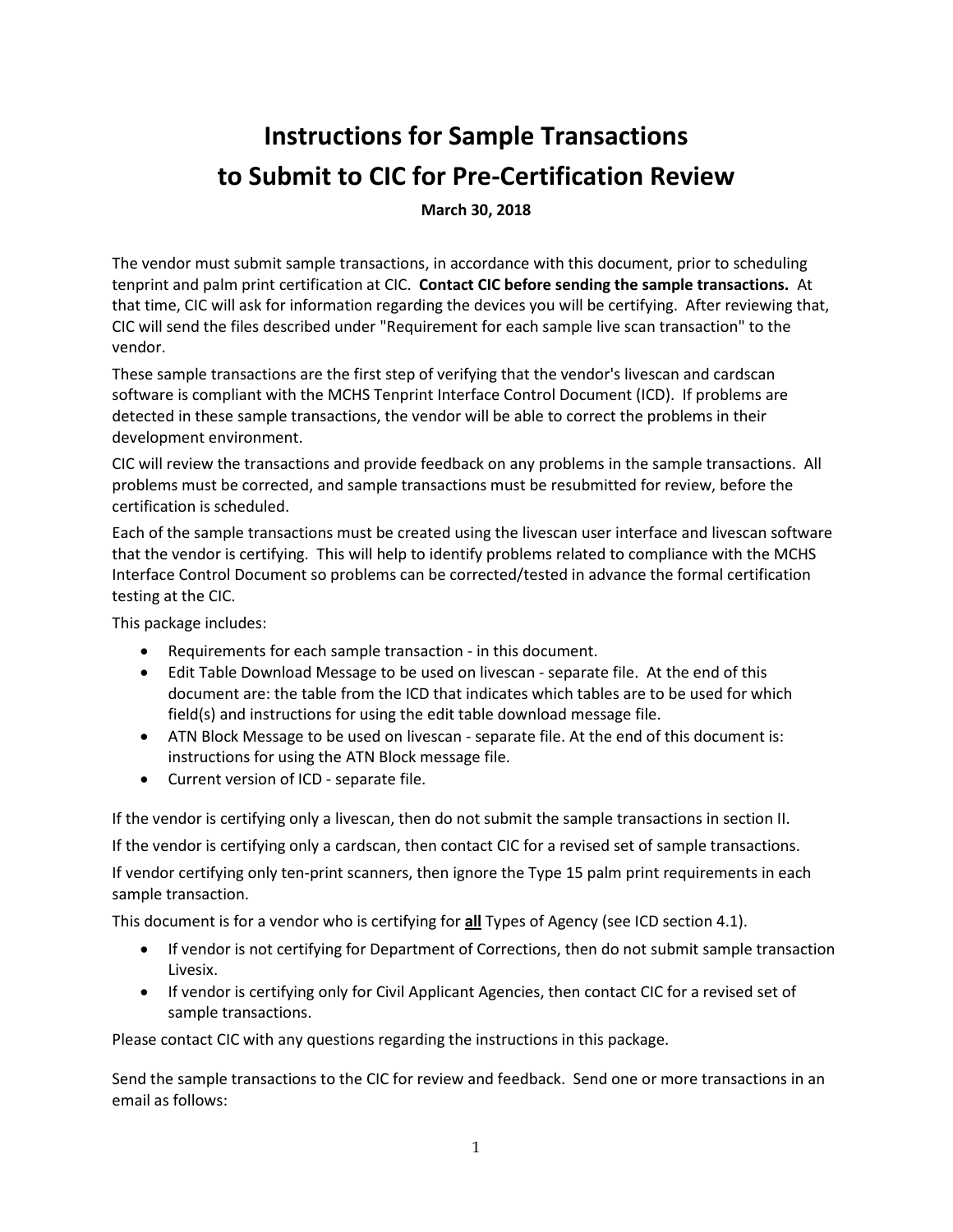# Instructions for Sample Transactions to Submit to CIC for Pre-Certification Review

**March 30, 2018**

The vendor must submit sample transactions, in accordance with this document, prior to scheduling tenprint and palm print certification at CIC. **Contact CIC before sending the sample transactions.** At that time, CIC will ask for information regarding the devices you will be certifying. After reviewing that, CIC will send the files described under "Requirement for each sample live scan transaction" to the vendor.

These sample transactions are the first step of verifying that the vendor's livescan and cardscan software is compliant with the MCHS Tenprint Interface Control Document (ICD). If problems are detected in these sample transactions, the vendor will be able to correct the problems in their development environment.

CIC will review the transactions and provide feedback on any problems in the sample transactions. All problems must be corrected, and sample transactions must be resubmitted for review, before the certification is scheduled.

Each of the sample transactions must be created using the livescan user interface and livescan software that the vendor is certifying. This will help to identify problems related to compliance with the MCHS Interface Control Document so problems can be corrected/tested in advance the formal certification testing at the CIC.

This package includes:

- Requirements for each sample transaction - in this document.
- Edit Table Download Message to be used on livescan - separate file. At the end of this document are: the table from the ICD that indicates which tables are to be used for which field(s) and instructions for using the edit table download message file.
- ATN Block Message to be used on livescan - separate file. At the end of this document is: instructions for using the ATN Block message file.
- Current version of ICD - separate file.

If the vendor is certifying only a livescan, then do not submit the sample transactions in section II.

If the vendor is certifying only a cardscan, then contact CIC for a revised set of sample transactions.

If vendor certifying only ten-print scanners, then ignore the Type 15 palm print requirements in each sample transaction.

This document is for a vendor who is certifying for <u>**all**</u> Types of Agency (see ICD section 4.1).

- If vendor is not certifying for Department of Corrections, then do not submit sample transaction Livesix.
- If vendor is certifying only for Civil Applicant Agencies, then contact CIC for a revised set of sample transactions.

Please contact CIC with any questions regarding the instructions in this package.

Send the sample transactions to the CIC for review and feedback. Send one or more transactions in an email as follows: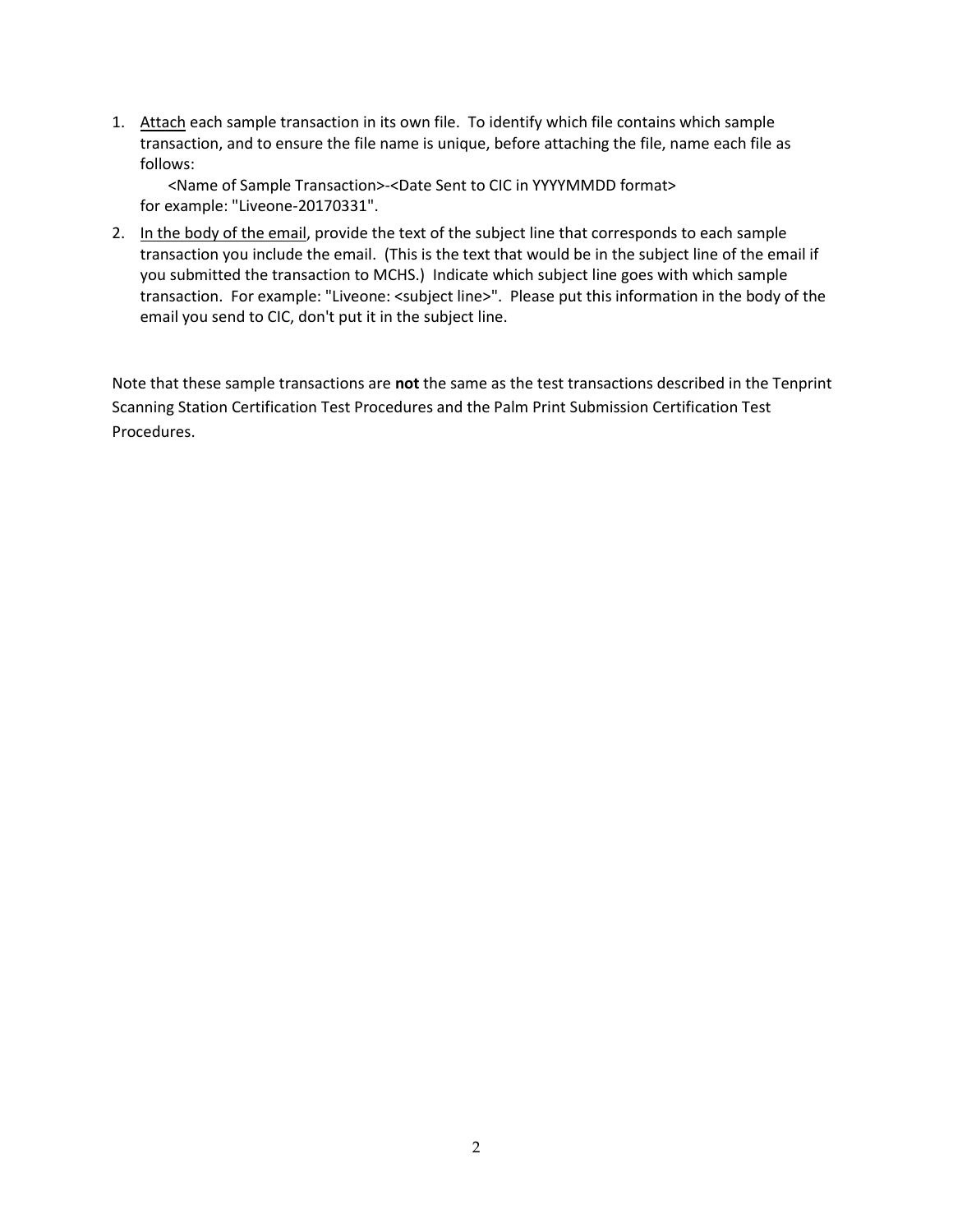1. Attach each sample transaction in its own file. To identify which file contains which sample transaction, and to ensure the file name is unique, before attaching the file, name each file as follows:

   <Name of Sample Transaction>-<Date Sent to CIC in YYYYMMDD format>

   for example: "Liveone-20170331".

2. In the body of the email, provide the text of the subject line that corresponds to each sample transaction you include the email. (This is the text that would be in the subject line of the email if you submitted the transaction to MCHS.) Indicate which subject line goes with which sample transaction. For example: "Liveone: <subject line>". Please put this information in the body of the email you send to CIC, don't put it in the subject line.

Note that these sample transactions are **not** the same as the test transactions described in the Tenprint Scanning Station Certification Test Procedures and the Palm Print Submission Certification Test Procedures.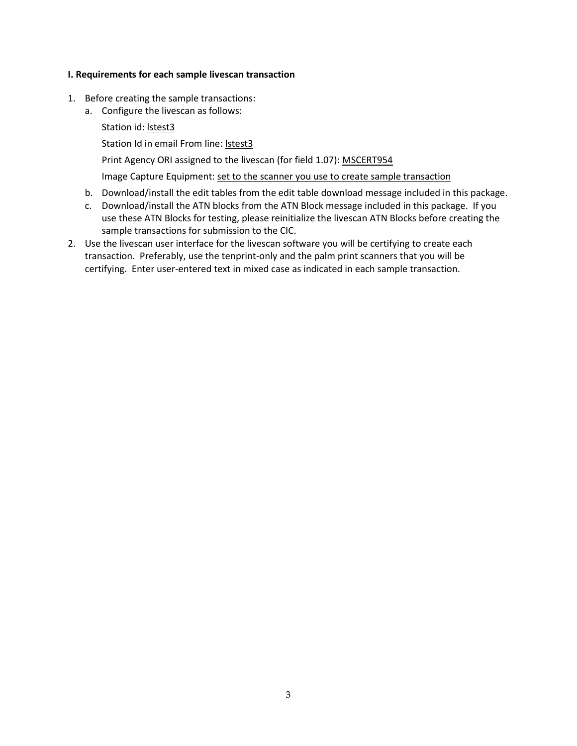**I. Requirements for each sample livescan transaction**

1. Before creating the sample transactions:
   a. Configure the livescan as follows:

      Station id: <u>lstest3</u>

      Station Id in email From line: <u>lstest3</u>

      Print Agency ORI assigned to the livescan (for field 1.07): <u>MSCERT954</u>

      Image Capture Equipment: <u>set to the scanner you use to create sample transaction</u>

   b. Download/install the edit tables from the edit table download message included in this package.
   c. Download/install the ATN blocks from the ATN Block message included in this package. If you use these ATN Blocks for testing, please reinitialize the livescan ATN Blocks before creating the sample transactions for submission to the CIC.
2. Use the livescan user interface for the livescan software you will be certifying to create each transaction. Preferably, use the tenprint-only and the palm print scanners that you will be certifying. Enter user-entered text in mixed case as indicated in each sample transaction.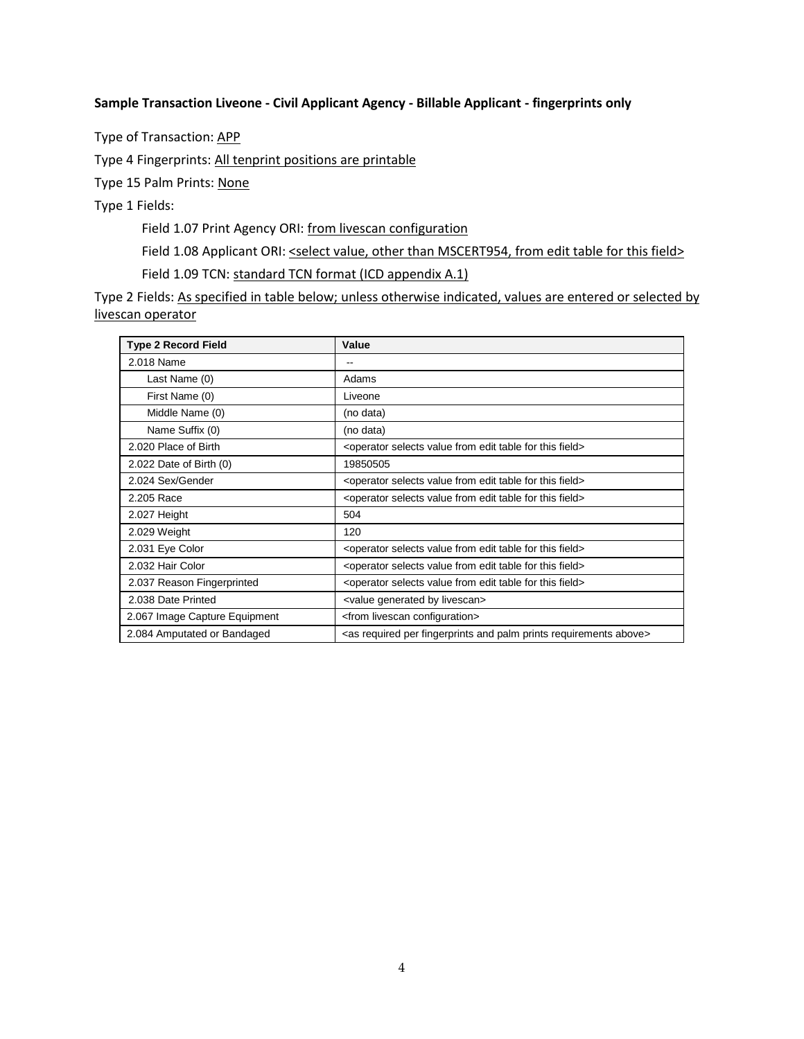**Sample Transaction Liveone - Civil Applicant Agency - Billable Applicant - fingerprints only**

Type of Transaction: APP

Type 4 Fingerprints: All tenprint positions are printable

Type 15 Palm Prints: None

Type 1 Fields:

Field 1.07 Print Agency ORI: from livescan configuration

Field 1.08 Applicant ORI: <select value, other than MSCERT954, from edit table for this field>

Field 1.09 TCN: standard TCN format (ICD appendix A.1)

Type 2 Fields: As specified in table below; unless otherwise indicated, values are entered or selected by livescan operator

| Type 2 Record Field | Value |
|---|---|
| 2.018 Name | -- |
| Last Name (0) | Adams |
| First Name (0) | Liveone |
| Middle Name (0) | (no data) |
| Name Suffix (0) | (no data) |
| 2.020 Place of Birth | <operator selects value from edit table for this field> |
| 2.022 Date of Birth (0) | 19850505 |
| 2.024 Sex/Gender | <operator selects value from edit table for this field> |
| 2.205 Race | <operator selects value from edit table for this field> |
| 2.027 Height | 504 |
| 2.029 Weight | 120 |
| 2.031 Eye Color | <operator selects value from edit table for this field> |
| 2.032 Hair Color | <operator selects value from edit table for this field> |
| 2.037 Reason Fingerprinted | <operator selects value from edit table for this field> |
| 2.038 Date Printed | <value generated by livescan> |
| 2.067 Image Capture Equipment | <from livescan configuration> |
| 2.084 Amputated or Bandaged | <as required per fingerprints and palm prints requirements above> |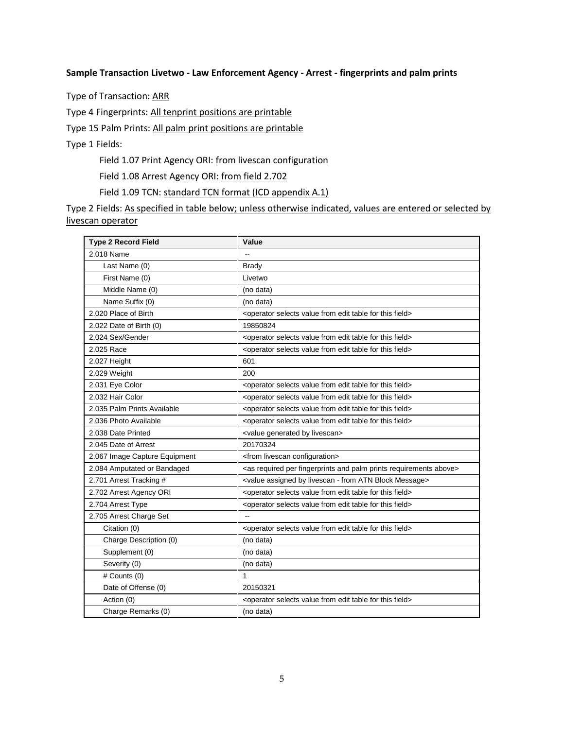**Sample Transaction Livetwo - Law Enforcement Agency - Arrest - fingerprints and palm prints**

Type of Transaction: ARR

Type 4 Fingerprints: All tenprint positions are printable

Type 15 Palm Prints: All palm print positions are printable

Type 1 Fields:

Field 1.07 Print Agency ORI: from livescan configuration

Field 1.08 Arrest Agency ORI: from field 2.702

Field 1.09 TCN: standard TCN format (ICD appendix A.1)

Type 2 Fields: As specified in table below; unless otherwise indicated, values are entered or selected by livescan operator

| Type 2 Record Field | Value |
|---|---|
| 2.018 Name | -- |
| Last Name (0) | Brady |
| First Name (0) | Livetwo |
| Middle Name (0) | (no data) |
| Name Suffix (0) | (no data) |
| 2.020 Place of Birth | <operator selects value from edit table for this field> |
| 2.022 Date of Birth (0) | 19850824 |
| 2.024 Sex/Gender | <operator selects value from edit table for this field> |
| 2.025 Race | <operator selects value from edit table for this field> |
| 2.027 Height | 601 |
| 2.029 Weight | 200 |
| 2.031 Eye Color | <operator selects value from edit table for this field> |
| 2.032 Hair Color | <operator selects value from edit table for this field> |
| 2.035 Palm Prints Available | <operator selects value from edit table for this field> |
| 2.036 Photo Available | <operator selects value from edit table for this field> |
| 2.038 Date Printed | <value generated by livescan> |
| 2.045 Date of Arrest | 20170324 |
| 2.067 Image Capture Equipment | <from livescan configuration> |
| 2.084 Amputated or Bandaged | <as required per fingerprints and palm prints requirements above> |
| 2.701 Arrest Tracking # | <value assigned by livescan - from ATN Block Message> |
| 2.702 Arrest Agency ORI | <operator selects value from edit table for this field> |
| 2.704 Arrest Type | <operator selects value from edit table for this field> |
| 2.705 Arrest Charge Set | -- |
| Citation (0) | <operator selects value from edit table for this field> |
| Charge Description (0) | (no data) |
| Supplement (0) | (no data) |
| Severity (0) | (no data) |
| # Counts (0) | 1 |
| Date of Offense (0) | 20150321 |
| Action (0) | <operator selects value from edit table for this field> |
| Charge Remarks (0) | (no data) |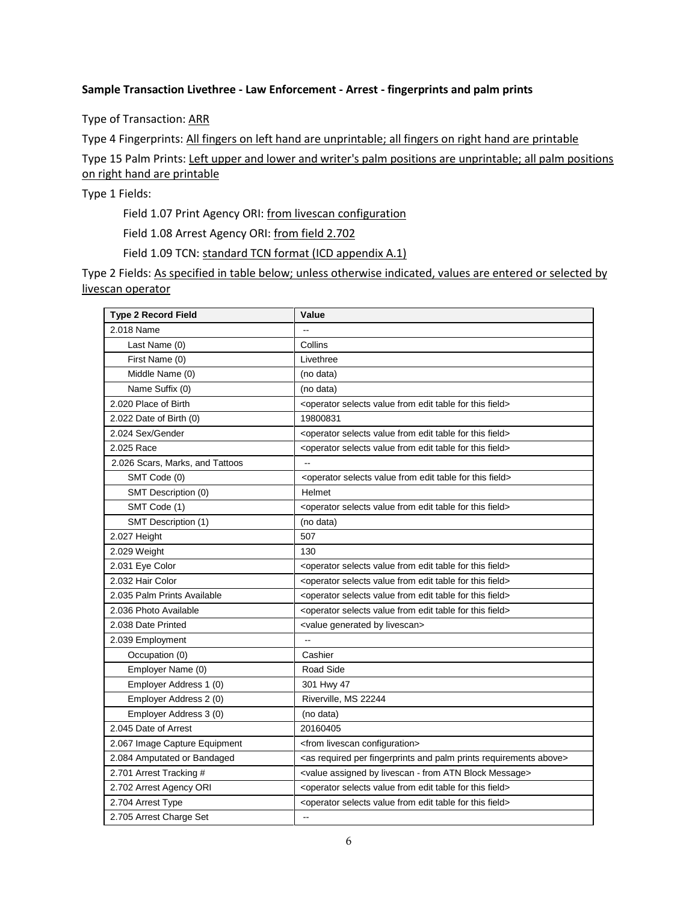**Sample Transaction Livethree - Law Enforcement - Arrest - fingerprints and palm prints**

Type of Transaction: ARR

Type 4 Fingerprints: All fingers on left hand are unprintable; all fingers on right hand are printable

Type 15 Palm Prints: Left upper and lower and writer's palm positions are unprintable; all palm positions on right hand are printable

Type 1 Fields:

Field 1.07 Print Agency ORI: from livescan configuration

Field 1.08 Arrest Agency ORI: from field 2.702

Field 1.09 TCN: standard TCN format (ICD appendix A.1)

Type 2 Fields: As specified in table below; unless otherwise indicated, values are entered or selected by livescan operator

| Type 2 Record Field | Value |
|---|---|
| 2.018 Name | -- |
| Last Name (0) | Collins |
| First Name (0) | Livethree |
| Middle Name (0) | (no data) |
| Name Suffix (0) | (no data) |
| 2.020 Place of Birth | <operator selects value from edit table for this field> |
| 2.022 Date of Birth (0) | 19800831 |
| 2.024 Sex/Gender | <operator selects value from edit table for this field> |
| 2.025 Race | <operator selects value from edit table for this field> |
| 2.026 Scars, Marks, and Tattoos | -- |
| SMT Code (0) | <operator selects value from edit table for this field> |
| SMT Description (0) | Helmet |
| SMT Code (1) | <operator selects value from edit table for this field> |
| SMT Description (1) | (no data) |
| 2.027 Height | 507 |
| 2.029 Weight | 130 |
| 2.031 Eye Color | <operator selects value from edit table for this field> |
| 2.032 Hair Color | <operator selects value from edit table for this field> |
| 2.035 Palm Prints Available | <operator selects value from edit table for this field> |
| 2.036 Photo Available | <operator selects value from edit table for this field> |
| 2.038 Date Printed | <value generated by livescan> |
| 2.039 Employment | -- |
| Occupation (0) | Cashier |
| Employer Name (0) | Road Side |
| Employer Address 1 (0) | 301 Hwy 47 |
| Employer Address 2 (0) | Riverville, MS 22244 |
| Employer Address 3 (0) | (no data) |
| 2.045 Date of Arrest | 20160405 |
| 2.067 Image Capture Equipment | <from livescan configuration> |
| 2.084 Amputated or Bandaged | <as required per fingerprints and palm prints requirements above> |
| 2.701 Arrest Tracking # | <value assigned by livescan - from ATN Block Message> |
| 2.702 Arrest Agency ORI | <operator selects value from edit table for this field> |
| 2.704 Arrest Type | <operator selects value from edit table for this field> |
| 2.705 Arrest Charge Set | -- |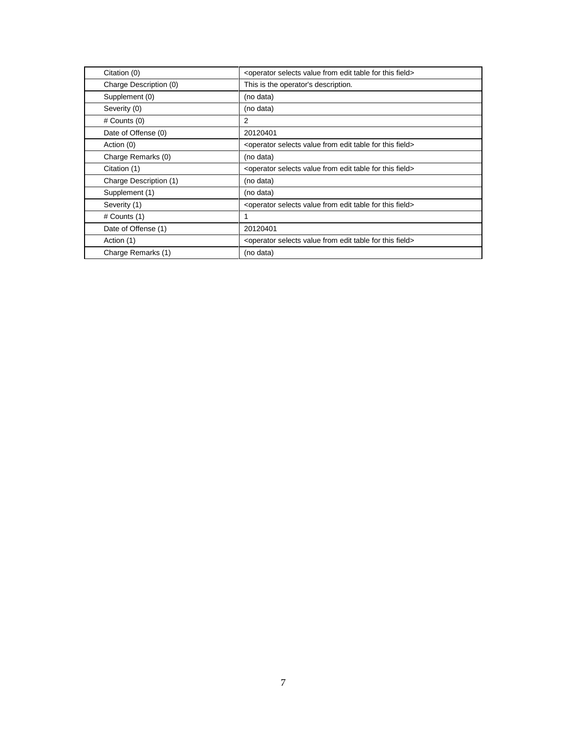| Citation (0) | <operator selects value from edit table for this field> |
|---|---|
| Charge Description (0) | This is the operator's description. |
| Supplement (0) | (no data) |
| Severity (0) | (no data) |
| # Counts (0) | 2 |
| Date of Offense (0) | 20120401 |
| Action (0) | <operator selects value from edit table for this field> |
| Charge Remarks (0) | (no data) |
| Citation (1) | <operator selects value from edit table for this field> |
| Charge Description (1) | (no data) |
| Supplement (1) | (no data) |
| Severity (1) | <operator selects value from edit table for this field> |
| # Counts (1) | 1 |
| Date of Offense (1) | 20120401 |
| Action (1) | <operator selects value from edit table for this field> |
| Charge Remarks (1) | (no data) |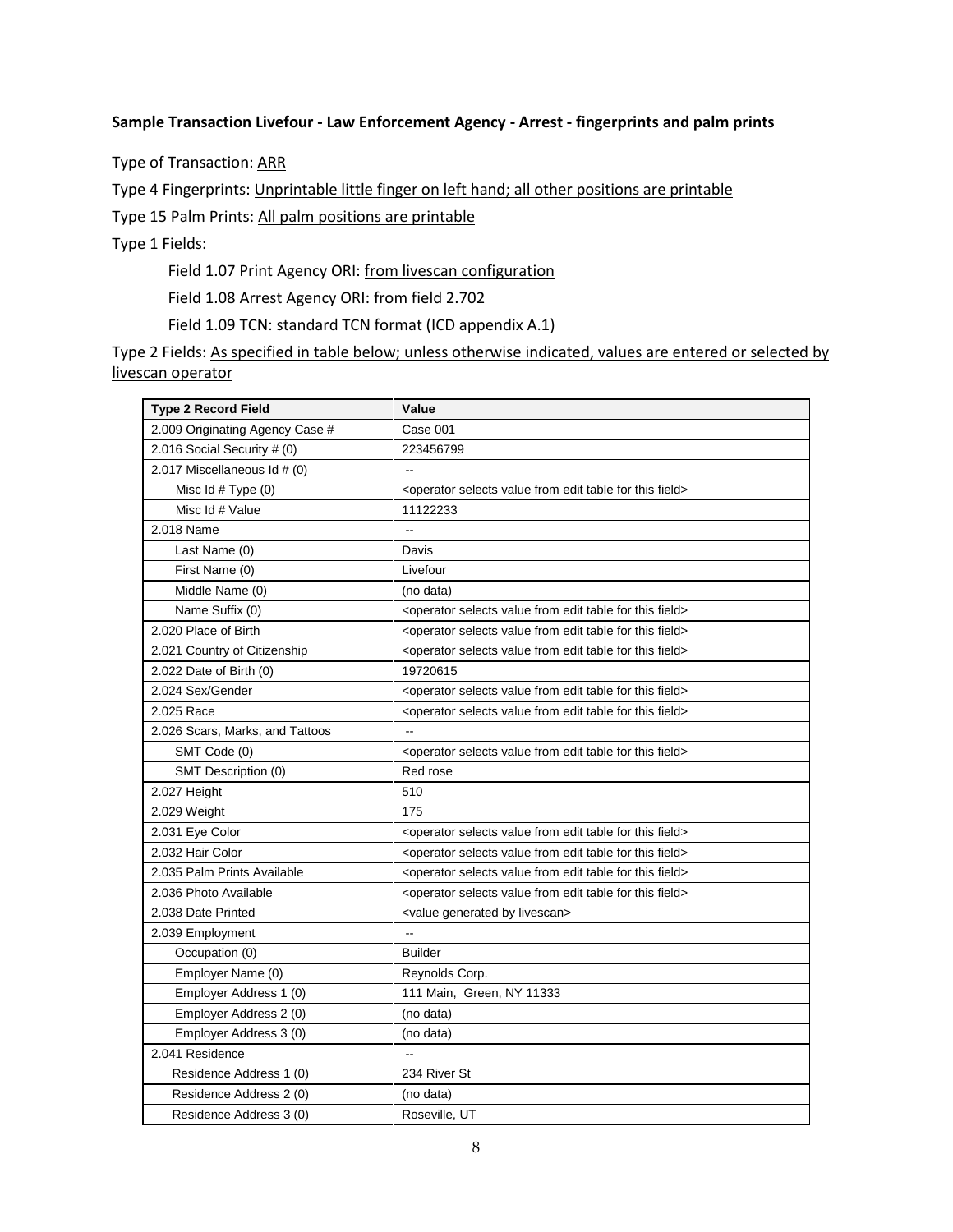**Sample Transaction Livefour - Law Enforcement Agency - Arrest - fingerprints and palm prints**

Type of Transaction: ARR

Type 4 Fingerprints: Unprintable little finger on left hand; all other positions are printable

Type 15 Palm Prints: All palm positions are printable

Type 1 Fields:

Field 1.07 Print Agency ORI: from livescan configuration

Field 1.08 Arrest Agency ORI: from field 2.702

Field 1.09 TCN: standard TCN format (ICD appendix A.1)

Type 2 Fields: As specified in table below; unless otherwise indicated, values are entered or selected by livescan operator

| Type 2 Record Field | Value |
|---|---|
| 2.009 Originating Agency Case # | Case 001 |
| 2.016 Social Security # (0) | 223456799 |
| 2.017 Miscellaneous Id # (0) | -- |
| Misc Id # Type (0) | <operator selects value from edit table for this field> |
| Misc Id # Value | 11122233 |
| 2.018 Name | -- |
| Last Name (0) | Davis |
| First Name (0) | Livefour |
| Middle Name (0) | (no data) |
| Name Suffix (0) | <operator selects value from edit table for this field> |
| 2.020 Place of Birth | <operator selects value from edit table for this field> |
| 2.021 Country of Citizenship | <operator selects value from edit table for this field> |
| 2.022 Date of Birth (0) | 19720615 |
| 2.024 Sex/Gender | <operator selects value from edit table for this field> |
| 2.025 Race | <operator selects value from edit table for this field> |
| 2.026 Scars, Marks, and Tattoos | -- |
| SMT Code (0) | <operator selects value from edit table for this field> |
| SMT Description (0) | Red rose |
| 2.027 Height | 510 |
| 2.029 Weight | 175 |
| 2.031 Eye Color | <operator selects value from edit table for this field> |
| 2.032 Hair Color | <operator selects value from edit table for this field> |
| 2.035 Palm Prints Available | <operator selects value from edit table for this field> |
| 2.036 Photo Available | <operator selects value from edit table for this field> |
| 2.038 Date Printed | <value generated by livescan> |
| 2.039 Employment | -- |
| Occupation (0) | Builder |
| Employer Name (0) | Reynolds Corp. |
| Employer Address 1 (0) | 111 Main, Green, NY 11333 |
| Employer Address 2 (0) | (no data) |
| Employer Address 3 (0) | (no data) |
| 2.041 Residence | -- |
| Residence Address 1 (0) | 234 River St |
| Residence Address 2 (0) | (no data) |
| Residence Address 3 (0) | Roseville, UT |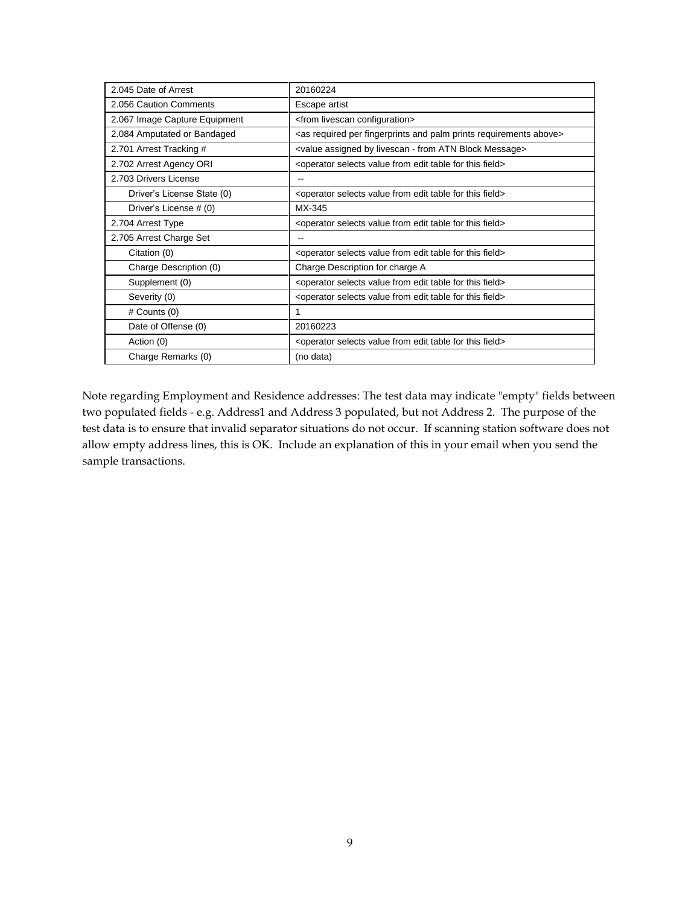| | |
|---|---|
| 2.045 Date of Arrest | 20160224 |
| 2.056 Caution Comments | Escape artist |
| 2.067 Image Capture Equipment | <from livescan configuration> |
| 2.084 Amputated or Bandaged | <as required per fingerprints and palm prints requirements above> |
| 2.701 Arrest Tracking # | <value assigned by livescan - from ATN Block Message> |
| 2.702 Arrest Agency ORI | <operator selects value from edit table for this field> |
| 2.703 Drivers License | -- |
| Driver's License State (0) | <operator selects value from edit table for this field> |
| Driver's License # (0) | MX-345 |
| 2.704 Arrest Type | <operator selects value from edit table for this field> |
| 2.705 Arrest Charge Set | -- |
| Citation (0) | <operator selects value from edit table for this field> |
| Charge Description (0) | Charge Description for charge A |
| Supplement (0) | <operator selects value from edit table for this field> |
| Severity (0) | <operator selects value from edit table for this field> |
| # Counts (0) | 1 |
| Date of Offense (0) | 20160223 |
| Action (0) | <operator selects value from edit table for this field> |
| Charge Remarks (0) | (no data) |

Note regarding Employment and Residence addresses: The test data may indicate "empty" fields between two populated fields - e.g. Address1 and Address 3 populated, but not Address 2. The purpose of the test data is to ensure that invalid separator situations do not occur. If scanning station software does not allow empty address lines, this is OK. Include an explanation of this in your email when you send the sample transactions.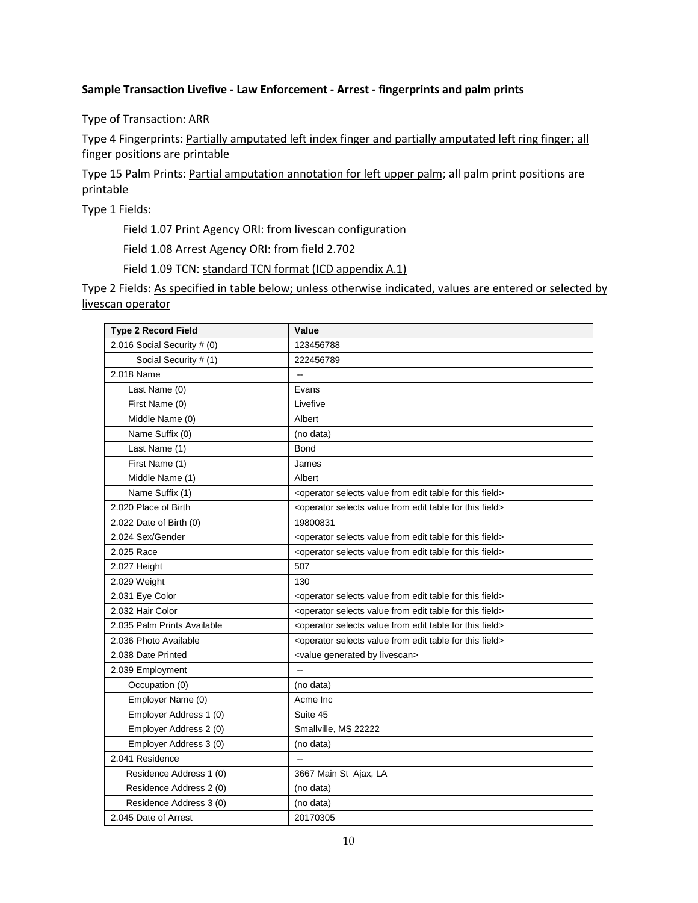**Sample Transaction Livefive - Law Enforcement - Arrest - fingerprints and palm prints**

Type of Transaction: ARR

Type 4 Fingerprints: Partially amputated left index finger and partially amputated left ring finger; all finger positions are printable

Type 15 Palm Prints: Partial amputation annotation for left upper palm; all palm print positions are printable

Type 1 Fields:

Field 1.07 Print Agency ORI: from livescan configuration

Field 1.08 Arrest Agency ORI: from field 2.702

Field 1.09 TCN: standard TCN format (ICD appendix A.1)

Type 2 Fields: As specified in table below; unless otherwise indicated, values are entered or selected by livescan operator

| Type 2 Record Field | Value |
|---|---|
| 2.016 Social Security # (0) | 123456788 |
| Social Security # (1) | 222456789 |
| 2.018 Name | -- |
| Last Name (0) | Evans |
| First Name (0) | Livefive |
| Middle Name (0) | Albert |
| Name Suffix (0) | (no data) |
| Last Name (1) | Bond |
| First Name (1) | James |
| Middle Name (1) | Albert |
| Name Suffix (1) | <operator selects value from edit table for this field> |
| 2.020 Place of Birth | <operator selects value from edit table for this field> |
| 2.022 Date of Birth (0) | 19800831 |
| 2.024 Sex/Gender | <operator selects value from edit table for this field> |
| 2.025 Race | <operator selects value from edit table for this field> |
| 2.027 Height | 507 |
| 2.029 Weight | 130 |
| 2.031 Eye Color | <operator selects value from edit table for this field> |
| 2.032 Hair Color | <operator selects value from edit table for this field> |
| 2.035 Palm Prints Available | <operator selects value from edit table for this field> |
| 2.036 Photo Available | <operator selects value from edit table for this field> |
| 2.038 Date Printed | <value generated by livescan> |
| 2.039 Employment | -- |
| Occupation (0) | (no data) |
| Employer Name (0) | Acme Inc |
| Employer Address 1 (0) | Suite 45 |
| Employer Address 2 (0) | Smallville, MS 22222 |
| Employer Address 3 (0) | (no data) |
| 2.041 Residence | -- |
| Residence Address 1 (0) | 3667 Main St Ajax, LA |
| Residence Address 2 (0) | (no data) |
| Residence Address 3 (0) | (no data) |
| 2.045 Date of Arrest | 20170305 |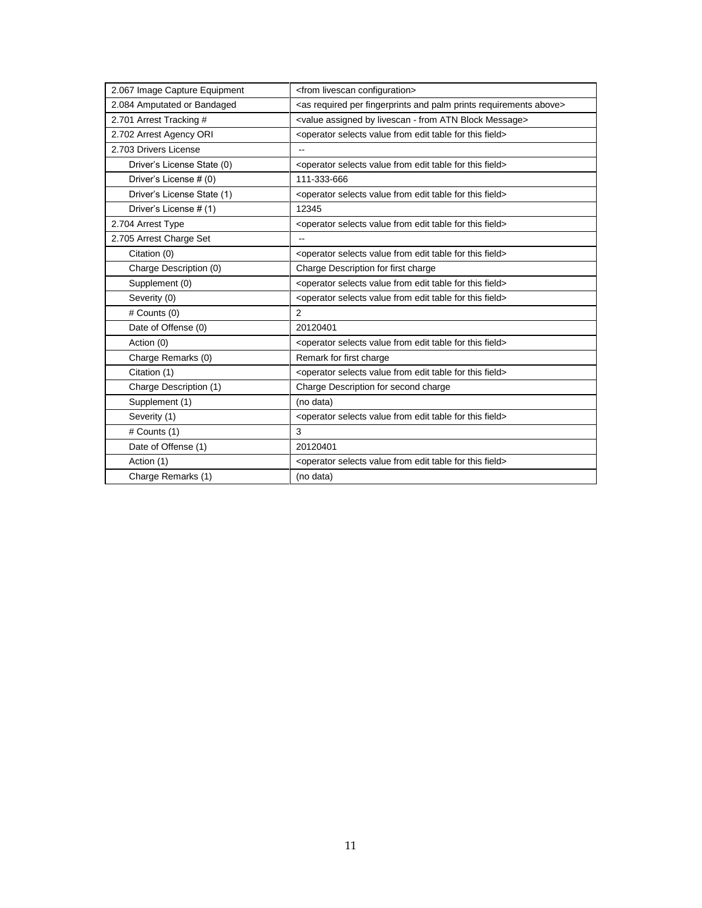| | |
|---|---|
| 2.067 Image Capture Equipment | <from livescan configuration> |
| 2.084 Amputated or Bandaged | <as required per fingerprints and palm prints requirements above> |
| 2.701 Arrest Tracking # | <value assigned by livescan - from ATN Block Message> |
| 2.702 Arrest Agency ORI | <operator selects value from edit table for this field> |
| 2.703 Drivers License | -- |
| Driver's License State (0) | <operator selects value from edit table for this field> |
| Driver's License # (0) | 111-333-666 |
| Driver's License State (1) | <operator selects value from edit table for this field> |
| Driver's License # (1) | 12345 |
| 2.704 Arrest Type | <operator selects value from edit table for this field> |
| 2.705 Arrest Charge Set | -- |
| Citation (0) | <operator selects value from edit table for this field> |
| Charge Description (0) | Charge Description for first charge |
| Supplement (0) | <operator selects value from edit table for this field> |
| Severity (0) | <operator selects value from edit table for this field> |
| # Counts (0) | 2 |
| Date of Offense (0) | 20120401 |
| Action (0) | <operator selects value from edit table for this field> |
| Charge Remarks (0) | Remark for first charge |
| Citation (1) | <operator selects value from edit table for this field> |
| Charge Description (1) | Charge Description for second charge |
| Supplement (1) | (no data) |
| Severity (1) | <operator selects value from edit table for this field> |
| # Counts (1) | 3 |
| Date of Offense (1) | 20120401 |
| Action (1) | <operator selects value from edit table for this field> |
| Charge Remarks (1) | (no data) |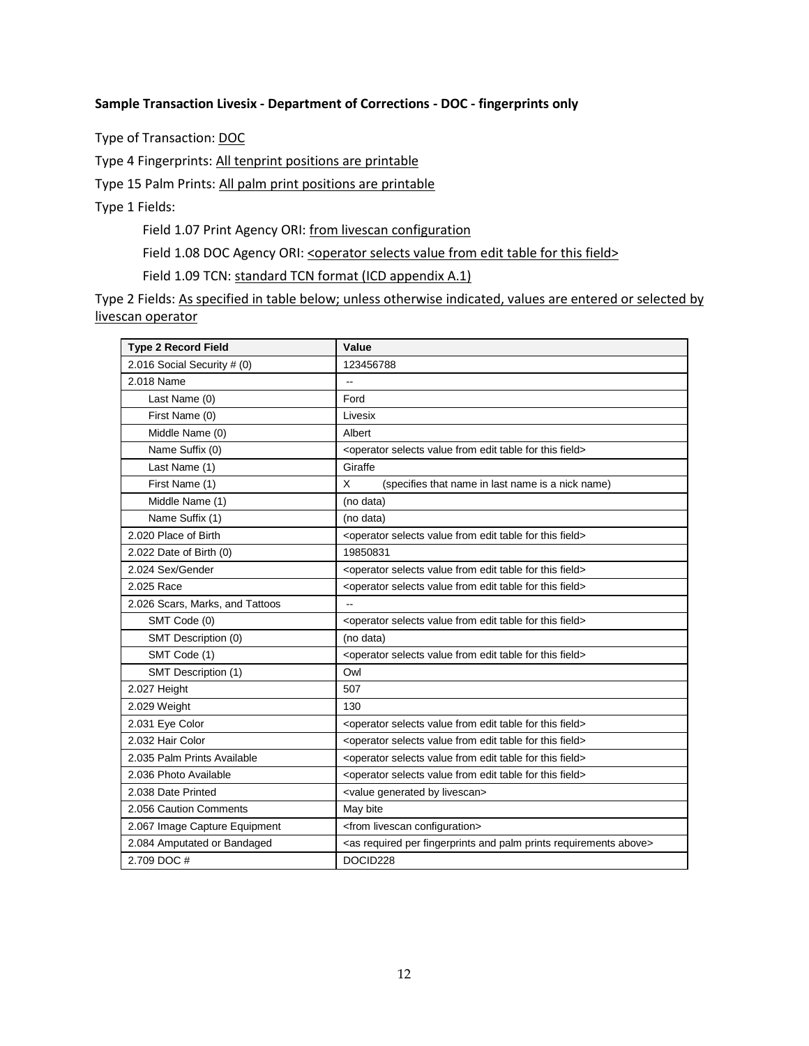**Sample Transaction Livesix - Department of Corrections - DOC - fingerprints only**

Type of Transaction: DOC

Type 4 Fingerprints: All tenprint positions are printable

Type 15 Palm Prints: All palm print positions are printable

Type 1 Fields:

Field 1.07 Print Agency ORI: from livescan configuration

Field 1.08 DOC Agency ORI: <operator selects value from edit table for this field>

Field 1.09 TCN: standard TCN format (ICD appendix A.1)

Type 2 Fields: As specified in table below; unless otherwise indicated, values are entered or selected by livescan operator

| Type 2 Record Field | Value |
|---|---|
| 2.016 Social Security # (0) | 123456788 |
| 2.018 Name | -- |
| Last Name (0) | Ford |
| First Name (0) | Livesix |
| Middle Name (0) | Albert |
| Name Suffix (0) | <operator selects value from edit table for this field> |
| Last Name (1) | Giraffe |
| First Name (1) | X (specifies that name in last name is a nick name) |
| Middle Name (1) | (no data) |
| Name Suffix (1) | (no data) |
| 2.020 Place of Birth | <operator selects value from edit table for this field> |
| 2.022 Date of Birth (0) | 19850831 |
| 2.024 Sex/Gender | <operator selects value from edit table for this field> |
| 2.025 Race | <operator selects value from edit table for this field> |
| 2.026 Scars, Marks, and Tattoos | -- |
| SMT Code (0) | <operator selects value from edit table for this field> |
| SMT Description (0) | (no data) |
| SMT Code (1) | <operator selects value from edit table for this field> |
| SMT Description (1) | Owl |
| 2.027 Height | 507 |
| 2.029 Weight | 130 |
| 2.031 Eye Color | <operator selects value from edit table for this field> |
| 2.032 Hair Color | <operator selects value from edit table for this field> |
| 2.035 Palm Prints Available | <operator selects value from edit table for this field> |
| 2.036 Photo Available | <operator selects value from edit table for this field> |
| 2.038 Date Printed | <value generated by livescan> |
| 2.056 Caution Comments | May bite |
| 2.067 Image Capture Equipment | <from livescan configuration> |
| 2.084 Amputated or Bandaged | <as required per fingerprints and palm prints requirements above> |
| 2.709 DOC # | DOCID228 |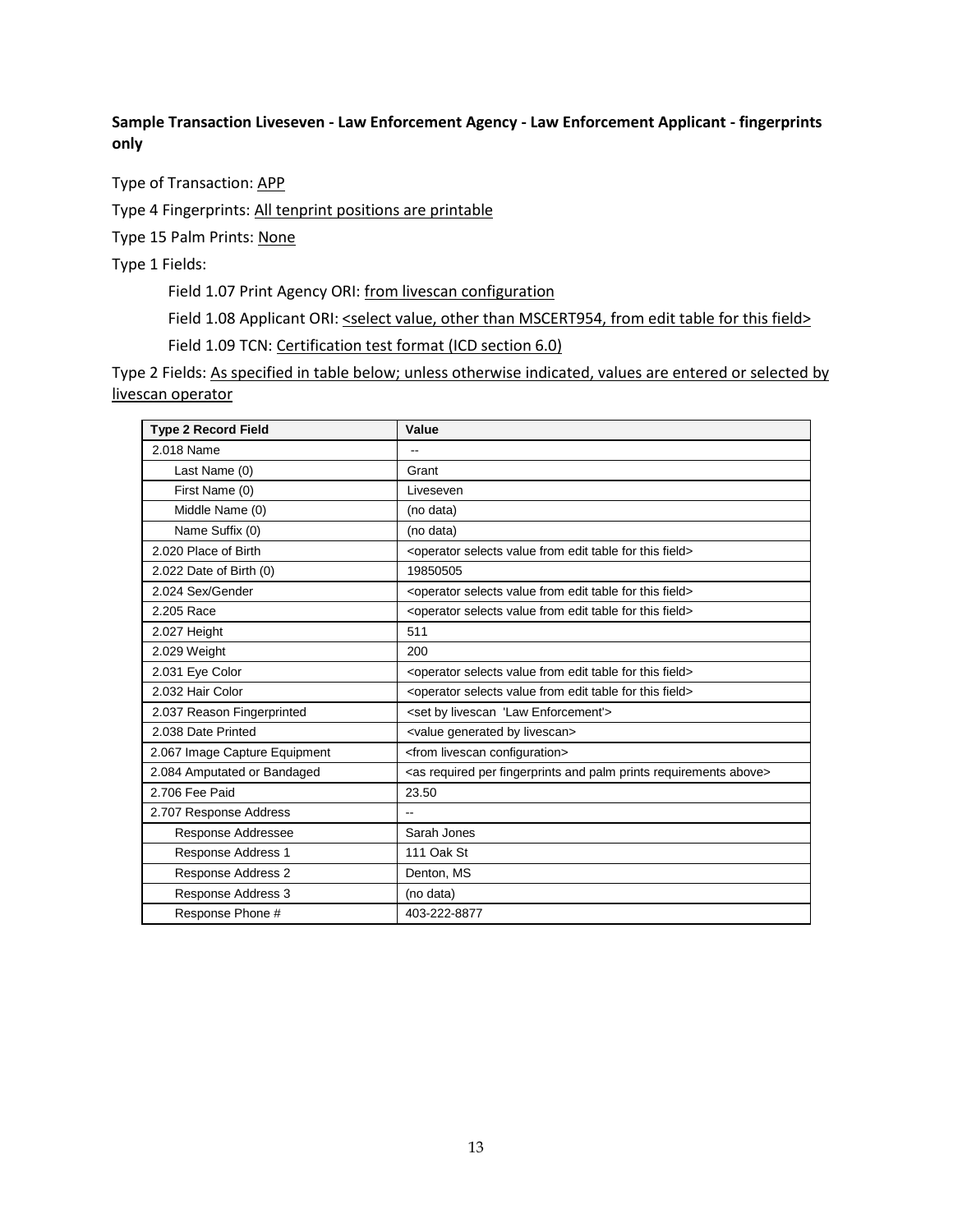**Sample Transaction Liveseven - Law Enforcement Agency - Law Enforcement Applicant - fingerprints only**

Type of Transaction: APP

Type 4 Fingerprints: All tenprint positions are printable

Type 15 Palm Prints: None

Type 1 Fields:

Field 1.07 Print Agency ORI: from livescan configuration

Field 1.08 Applicant ORI: <select value, other than MSCERT954, from edit table for this field>

Field 1.09 TCN: Certification test format (ICD section 6.0)

Type 2 Fields: As specified in table below; unless otherwise indicated, values are entered or selected by livescan operator

| Type 2 Record Field | Value |
|---|---|
| 2.018 Name | -- |
| Last Name (0) | Grant |
| First Name (0) | Liveseven |
| Middle Name (0) | (no data) |
| Name Suffix (0) | (no data) |
| 2.020 Place of Birth | <operator selects value from edit table for this field> |
| 2.022 Date of Birth (0) | 19850505 |
| 2.024 Sex/Gender | <operator selects value from edit table for this field> |
| 2.205 Race | <operator selects value from edit table for this field> |
| 2.027 Height | 511 |
| 2.029 Weight | 200 |
| 2.031 Eye Color | <operator selects value from edit table for this field> |
| 2.032 Hair Color | <operator selects value from edit table for this field> |
| 2.037 Reason Fingerprinted | <set by livescan 'Law Enforcement'> |
| 2.038 Date Printed | <value generated by livescan> |
| 2.067 Image Capture Equipment | <from livescan configuration> |
| 2.084 Amputated or Bandaged | <as required per fingerprints and palm prints requirements above> |
| 2.706 Fee Paid | 23.50 |
| 2.707 Response Address | -- |
| Response Addressee | Sarah Jones |
| Response Address 1 | 111 Oak St |
| Response Address 2 | Denton, MS |
| Response Address 3 | (no data) |
| Response Phone # | 403-222-8877 |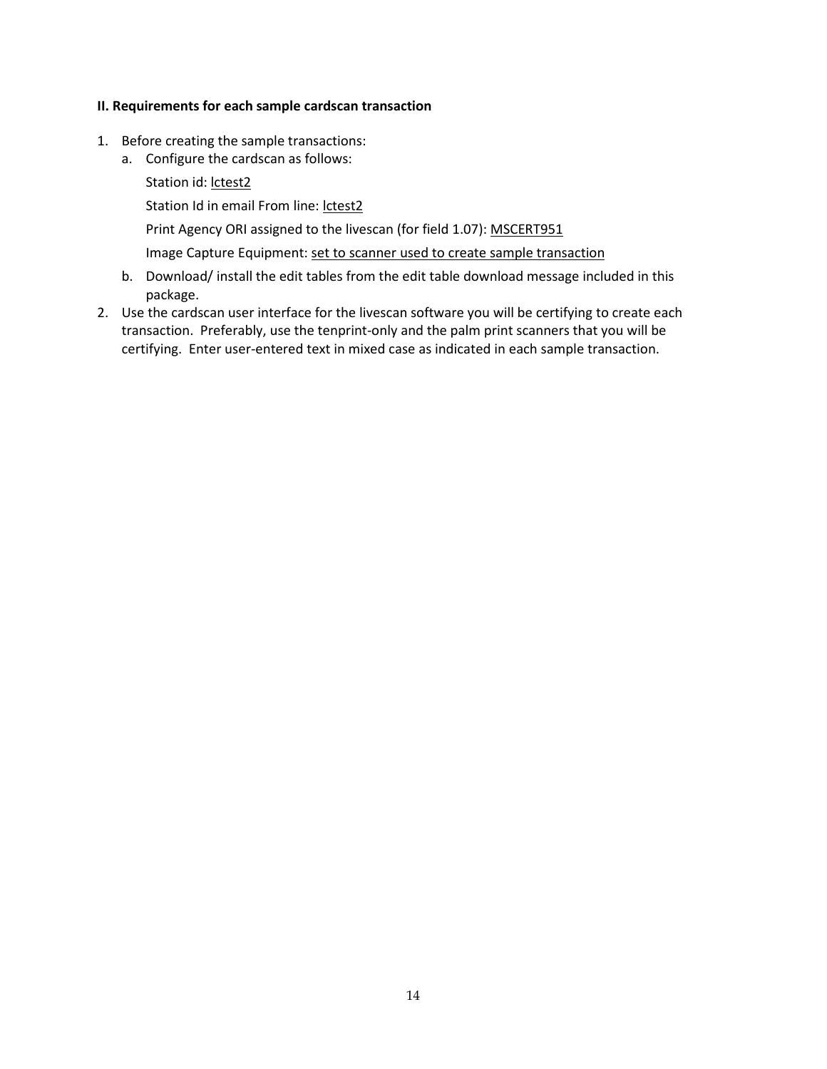**II. Requirements for each sample cardscan transaction**

1. Before creating the sample transactions:
   a. Configure the cardscan as follows:

      Station id: lctest2

      Station Id in email From line: lctest2

      Print Agency ORI assigned to the livescan (for field 1.07): MSCERT951

      Image Capture Equipment: set to scanner used to create sample transaction

   b. Download/ install the edit tables from the edit table download message included in this package.
2. Use the cardscan user interface for the livescan software you will be certifying to create each transaction. Preferably, use the tenprint-only and the palm print scanners that you will be certifying. Enter user-entered text in mixed case as indicated in each sample transaction.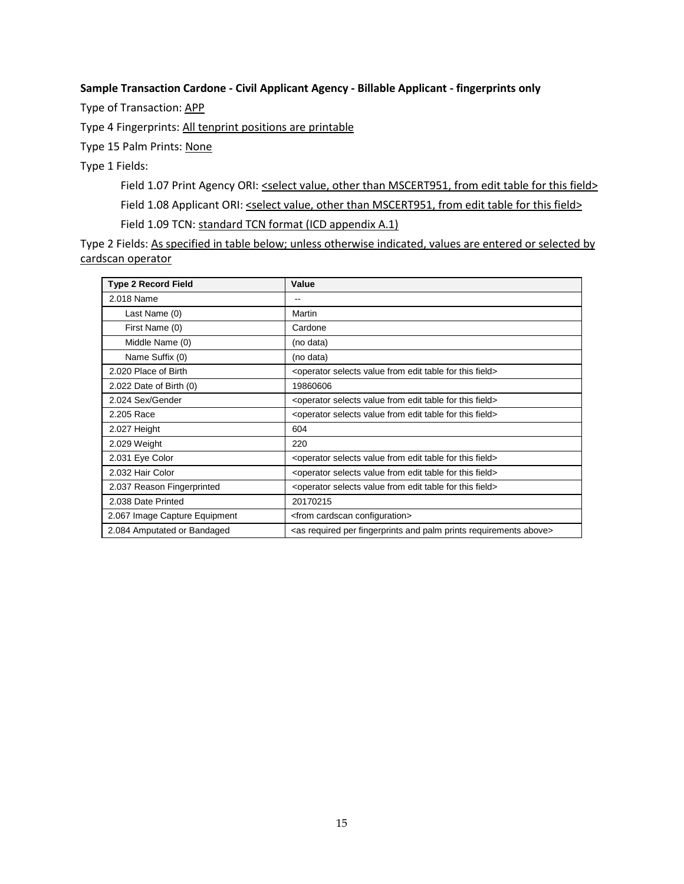**Sample Transaction Cardone - Civil Applicant Agency - Billable Applicant - fingerprints only**

Type of Transaction: APP

Type 4 Fingerprints: All tenprint positions are printable

Type 15 Palm Prints: None

Type 1 Fields:

Field 1.07 Print Agency ORI: <select value, other than MSCERT951, from edit table for this field>

Field 1.08 Applicant ORI: <select value, other than MSCERT951, from edit table for this field>

Field 1.09 TCN: standard TCN format (ICD appendix A.1)

Type 2 Fields: As specified in table below; unless otherwise indicated, values are entered or selected by cardscan operator

| Type 2 Record Field | Value |
|---|---|
| 2.018 Name | -- |
| Last Name (0) | Martin |
| First Name (0) | Cardone |
| Middle Name (0) | (no data) |
| Name Suffix (0) | (no data) |
| 2.020 Place of Birth | <operator selects value from edit table for this field> |
| 2.022 Date of Birth (0) | 19860606 |
| 2.024 Sex/Gender | <operator selects value from edit table for this field> |
| 2.205 Race | <operator selects value from edit table for this field> |
| 2.027 Height | 604 |
| 2.029 Weight | 220 |
| 2.031 Eye Color | <operator selects value from edit table for this field> |
| 2.032 Hair Color | <operator selects value from edit table for this field> |
| 2.037 Reason Fingerprinted | <operator selects value from edit table for this field> |
| 2.038 Date Printed | 20170215 |
| 2.067 Image Capture Equipment | <from cardscan configuration> |
| 2.084 Amputated or Bandaged | <as required per fingerprints and palm prints requirements above> |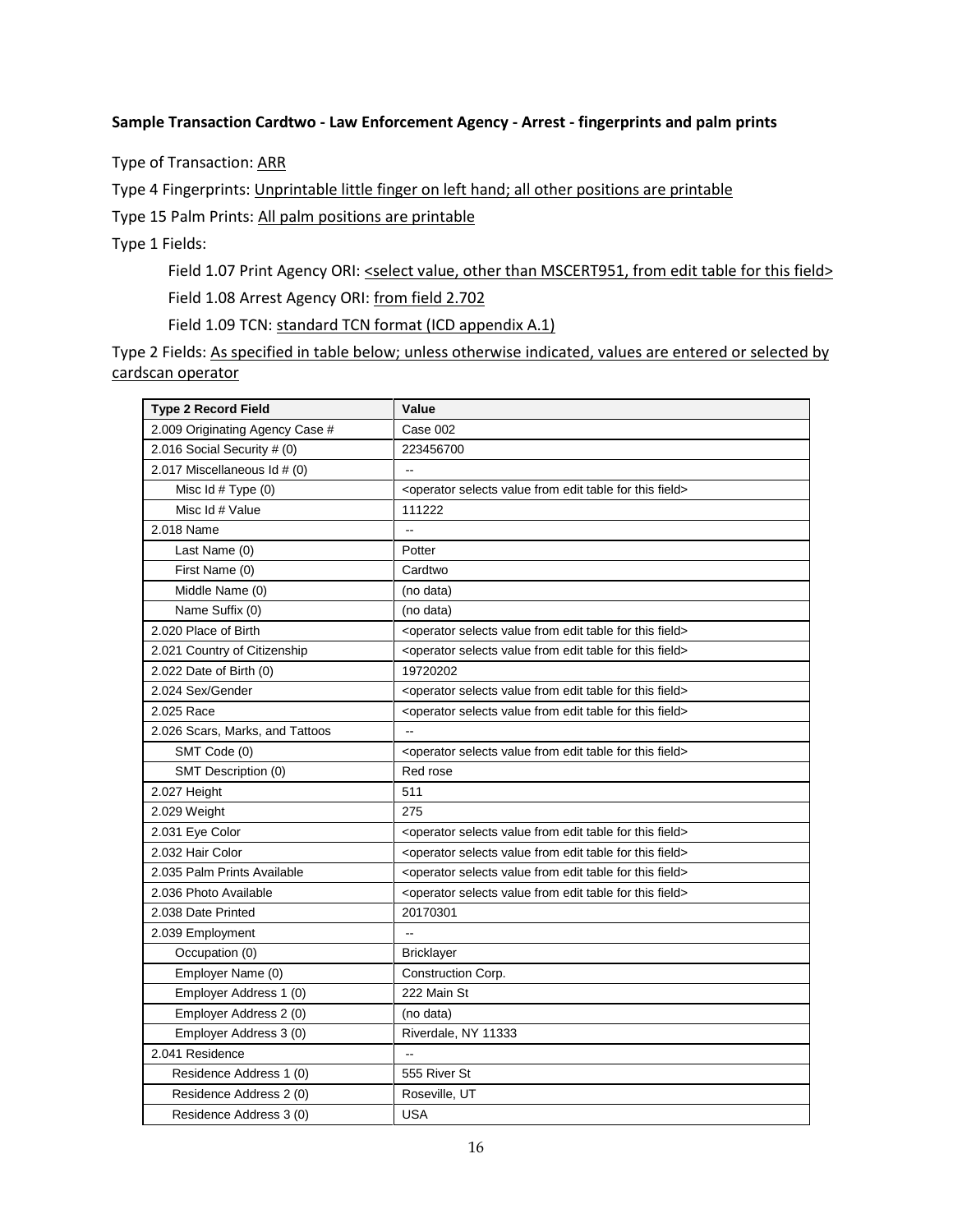**Sample Transaction Cardtwo - Law Enforcement Agency - Arrest - fingerprints and palm prints**

Type of Transaction: ARR

Type 4 Fingerprints: Unprintable little finger on left hand; all other positions are printable

Type 15 Palm Prints: All palm positions are printable

Type 1 Fields:

Field 1.07 Print Agency ORI: <select value, other than MSCERT951, from edit table for this field>

Field 1.08 Arrest Agency ORI: from field 2.702

Field 1.09 TCN: standard TCN format (ICD appendix A.1)

Type 2 Fields: As specified in table below; unless otherwise indicated, values are entered or selected by cardscan operator

| Type 2 Record Field | Value |
|---|---|
| 2.009 Originating Agency Case # | Case 002 |
| 2.016 Social Security # (0) | 223456700 |
| 2.017 Miscellaneous Id # (0) | -- |
| Misc Id # Type (0) | <operator selects value from edit table for this field> |
| Misc Id # Value | 111222 |
| 2.018 Name | -- |
| Last Name (0) | Potter |
| First Name (0) | Cardtwo |
| Middle Name (0) | (no data) |
| Name Suffix (0) | (no data) |
| 2.020 Place of Birth | <operator selects value from edit table for this field> |
| 2.021 Country of Citizenship | <operator selects value from edit table for this field> |
| 2.022 Date of Birth (0) | 19720202 |
| 2.024 Sex/Gender | <operator selects value from edit table for this field> |
| 2.025 Race | <operator selects value from edit table for this field> |
| 2.026 Scars, Marks, and Tattoos | -- |
| SMT Code (0) | <operator selects value from edit table for this field> |
| SMT Description (0) | Red rose |
| 2.027 Height | 511 |
| 2.029 Weight | 275 |
| 2.031 Eye Color | <operator selects value from edit table for this field> |
| 2.032 Hair Color | <operator selects value from edit table for this field> |
| 2.035 Palm Prints Available | <operator selects value from edit table for this field> |
| 2.036 Photo Available | <operator selects value from edit table for this field> |
| 2.038 Date Printed | 20170301 |
| 2.039 Employment | -- |
| Occupation (0) | Bricklayer |
| Employer Name (0) | Construction Corp. |
| Employer Address 1 (0) | 222 Main St |
| Employer Address 2 (0) | (no data) |
| Employer Address 3 (0) | Riverdale, NY 11333 |
| 2.041 Residence | -- |
| Residence Address 1 (0) | 555 River St |
| Residence Address 2 (0) | Roseville, UT |
| Residence Address 3 (0) | USA |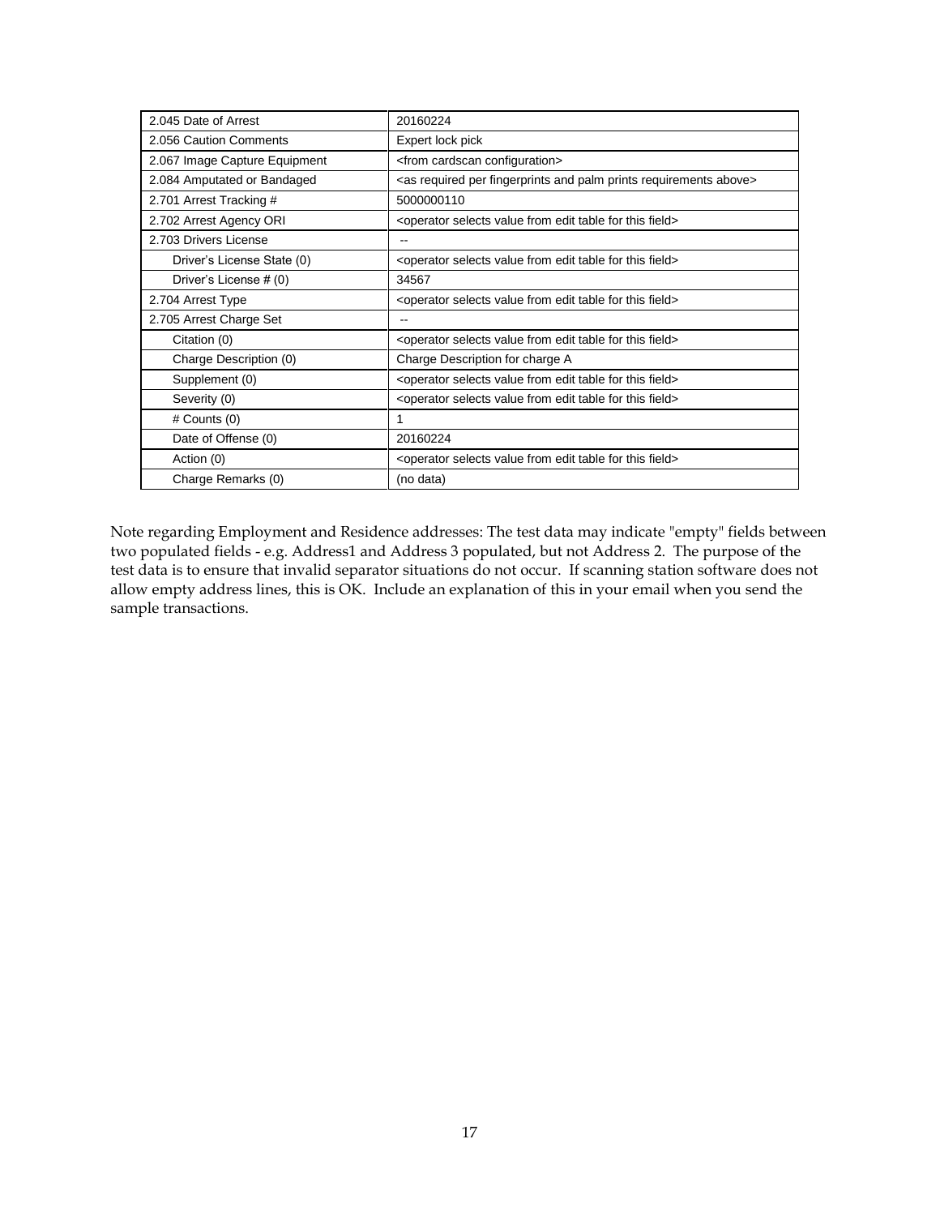| | |
|---|---|
| 2.045 Date of Arrest | 20160224 |
| 2.056 Caution Comments | Expert lock pick |
| 2.067 Image Capture Equipment | <from cardscan configuration> |
| 2.084 Amputated or Bandaged | <as required per fingerprints and palm prints requirements above> |
| 2.701 Arrest Tracking # | 5000000110 |
| 2.702 Arrest Agency ORI | <operator selects value from edit table for this field> |
| 2.703 Drivers License | -- |
| Driver's License State (0) | <operator selects value from edit table for this field> |
| Driver's License # (0) | 34567 |
| 2.704 Arrest Type | <operator selects value from edit table for this field> |
| 2.705 Arrest Charge Set | -- |
| Citation (0) | <operator selects value from edit table for this field> |
| Charge Description (0) | Charge Description for charge A |
| Supplement (0) | <operator selects value from edit table for this field> |
| Severity (0) | <operator selects value from edit table for this field> |
| # Counts (0) | 1 |
| Date of Offense (0) | 20160224 |
| Action (0) | <operator selects value from edit table for this field> |
| Charge Remarks (0) | (no data) |

Note regarding Employment and Residence addresses: The test data may indicate "empty" fields between two populated fields - e.g. Address1 and Address 3 populated, but not Address 2. The purpose of the test data is to ensure that invalid separator situations do not occur. If scanning station software does not allow empty address lines, this is OK. Include an explanation of this in your email when you send the sample transactions.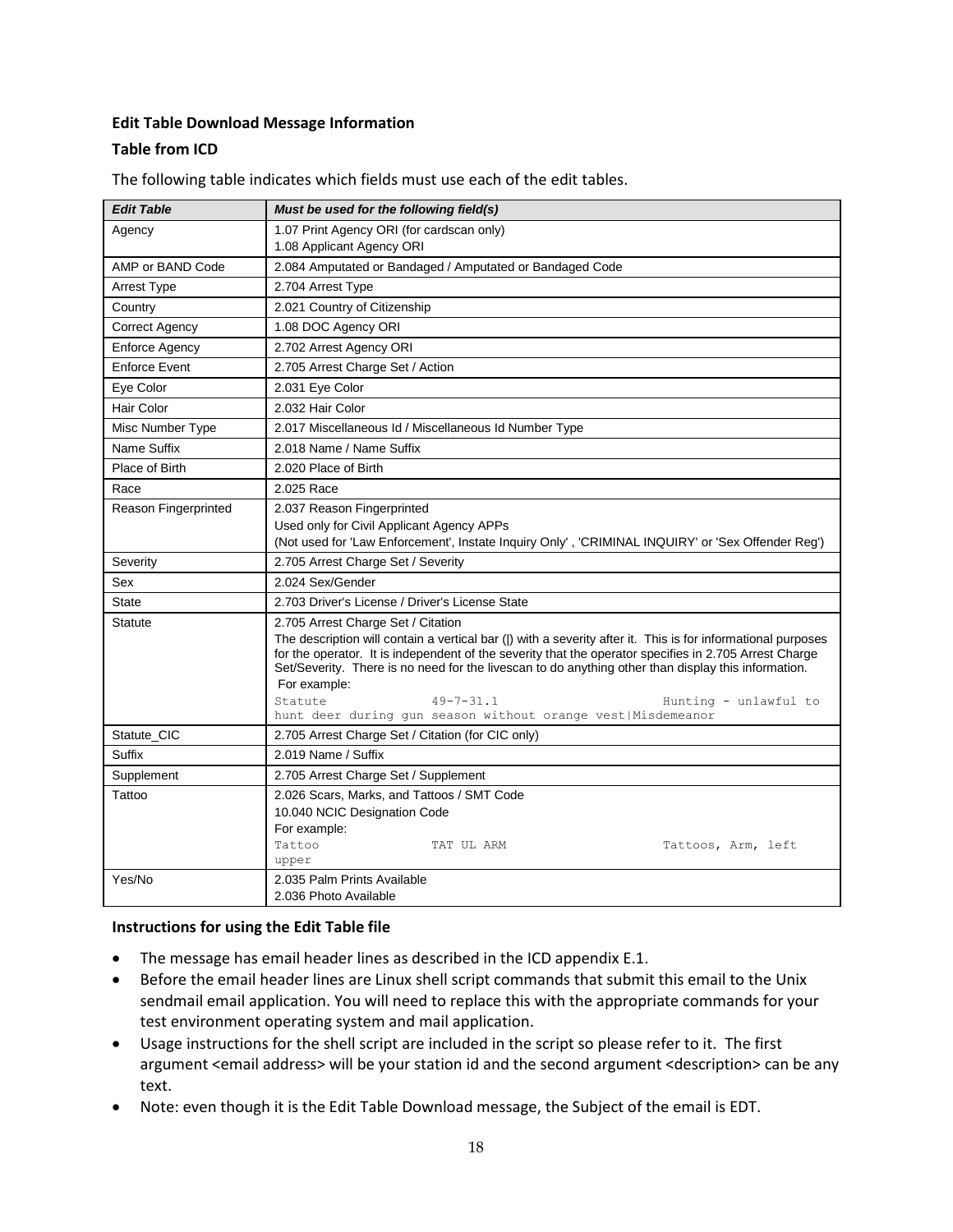**Edit Table Download Message Information**

**Table from ICD**

The following table indicates which fields must use each of the edit tables.

| *Edit Table* | *Must be used for the following field(s)* |
|---|---|
| Agency | 1.07 Print Agency ORI (for cardscan only)<br>1.08 Applicant Agency ORI |
| AMP or BAND Code | 2.084 Amputated or Bandaged / Amputated or Bandaged Code |
| Arrest Type | 2.704 Arrest Type |
| Country | 2.021 Country of Citizenship |
| Correct Agency | 1.08 DOC Agency ORI |
| Enforce Agency | 2.702 Arrest Agency ORI |
| Enforce Event | 2.705 Arrest Charge Set / Action |
| Eye Color | 2.031 Eye Color |
| Hair Color | 2.032 Hair Color |
| Misc Number Type | 2.017 Miscellaneous Id / Miscellaneous Id Number Type |
| Name Suffix | 2.018 Name / Name Suffix |
| Place of Birth | 2.020 Place of Birth |
| Race | 2.025 Race |
| Reason Fingerprinted | 2.037 Reason Fingerprinted<br>Used only for Civil Applicant Agency APPs<br>(Not used for 'Law Enforcement', Instate Inquiry Only' , 'CRIMINAL INQUIRY' or 'Sex Offender Reg') |
| Severity | 2.705 Arrest Charge Set / Severity |
| Sex | 2.024 Sex/Gender |
| State | 2.703 Driver's License / Driver's License State |
| Statute | 2.705 Arrest Charge Set / Citation<br>The description will contain a vertical bar (&#124;) with a severity after it. This is for informational purposes for the operator. It is independent of the severity that the operator specifies in 2.705 Arrest Charge Set/Severity. There is no need for the livescan to do anything other than display this information.<br>For example:<br>`Statute 49-7-31.1 Hunting - unlawful to hunt deer during gun season without orange vest|Misdemeanor` |
| Statute_CIC | 2.705 Arrest Charge Set / Citation (for CIC only) |
| Suffix | 2.019 Name / Suffix |
| Supplement | 2.705 Arrest Charge Set / Supplement |
| Tattoo | 2.026 Scars, Marks, and Tattoos / SMT Code<br>10.040 NCIC Designation Code<br>For example:<br>`Tattoo TAT UL ARM Tattoos, Arm, left upper` |
| Yes/No | 2.035 Palm Prints Available<br>2.036 Photo Available |

**Instructions for using the Edit Table file**

- The message has email header lines as described in the ICD appendix E.1.
- Before the email header lines are Linux shell script commands that submit this email to the Unix sendmail email application. You will need to replace this with the appropriate commands for your test environment operating system and mail application.
- Usage instructions for the shell script are included in the script so please refer to it. The first argument <email address> will be your station id and the second argument <description> can be any text.
- Note: even though it is the Edit Table Download message, the Subject of the email is EDT.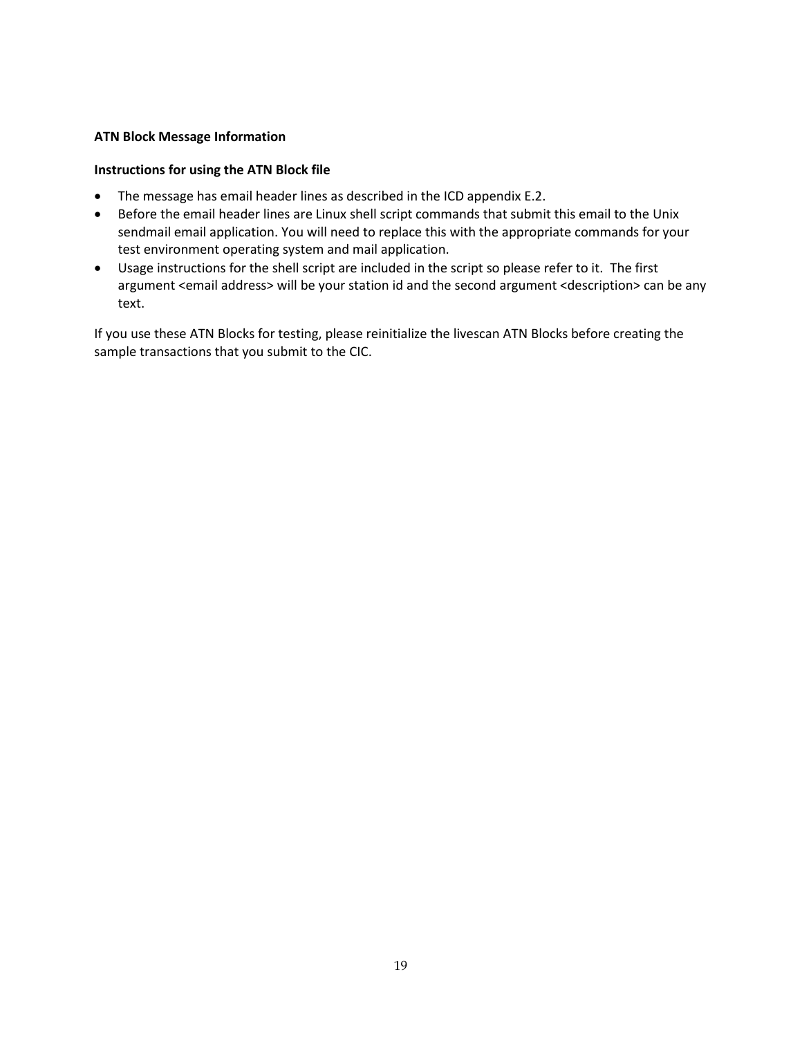**ATN Block Message Information**

**Instructions for using the ATN Block file**

- The message has email header lines as described in the ICD appendix E.2.
- Before the email header lines are Linux shell script commands that submit this email to the Unix sendmail email application. You will need to replace this with the appropriate commands for your test environment operating system and mail application.
- Usage instructions for the shell script are included in the script so please refer to it. The first argument <email address> will be your station id and the second argument <description> can be any text.

If you use these ATN Blocks for testing, please reinitialize the livescan ATN Blocks before creating the sample transactions that you submit to the CIC.